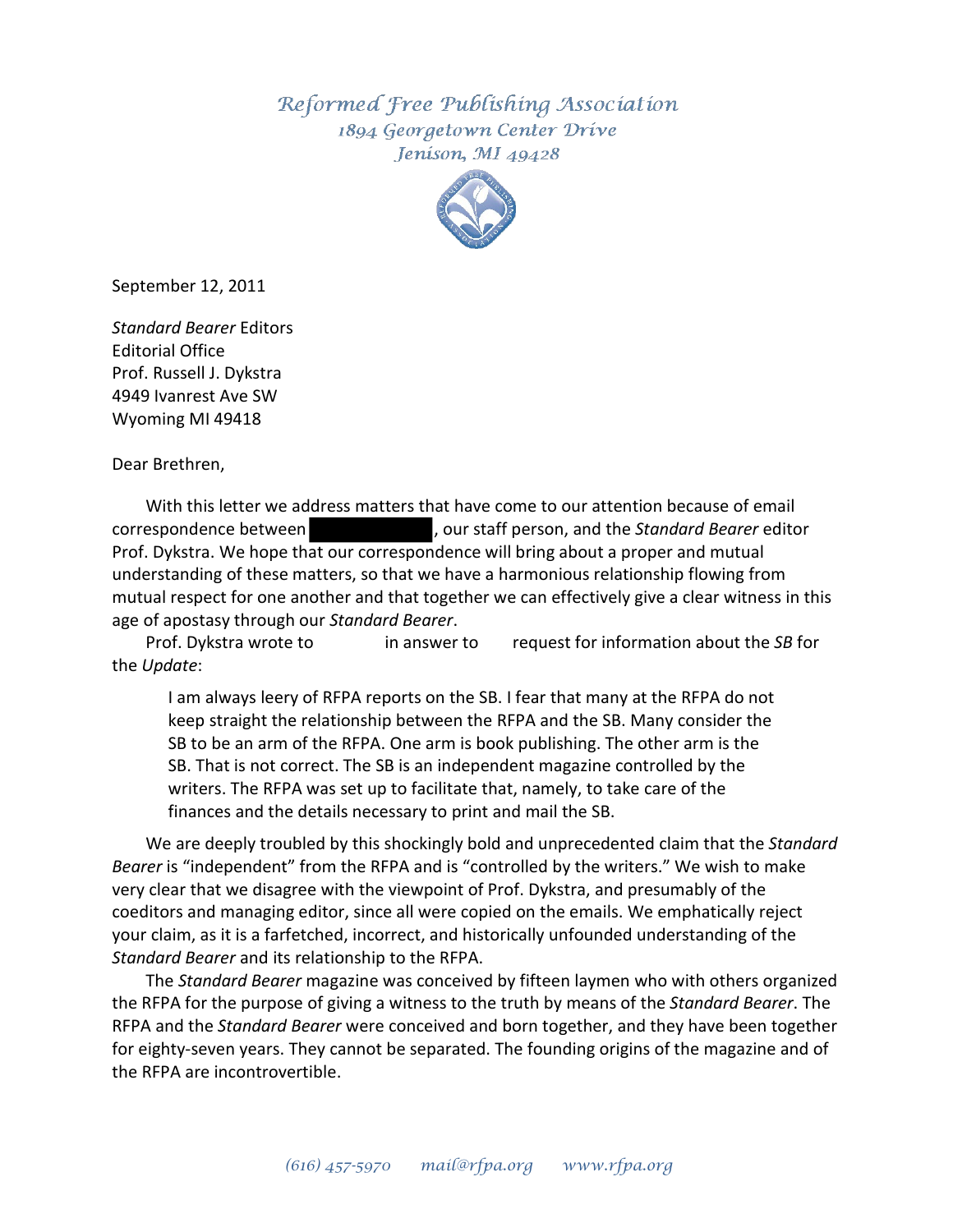Reformed Free Publishing Association
1894 Georgetown Center Drive
Jenison, MI 49428

September 12, 2011

*Standard Bearer* Editors
Editorial Office
Prof. Russell J. Dykstra
4949 Ivanrest Ave SW
Wyoming MI 49418

Dear Brethren,

With this letter we address matters that have come to our attention because of email correspondence between ████████████, our staff person, and the *Standard Bearer* editor Prof. Dykstra. We hope that our correspondence will bring about a proper and mutual understanding of these matters, so that we have a harmonious relationship flowing from mutual respect for one another and that together we can effectively give a clear witness in this age of apostasy through our *Standard Bearer*.

Prof. Dykstra wrote to ████ in answer to ████ request for information about the *SB* for the *Update*:

> I am always leery of RFPA reports on the SB. I fear that many at the RFPA do not keep straight the relationship between the RFPA and the SB. Many consider the SB to be an arm of the RFPA. One arm is book publishing. The other arm is the SB. That is not correct. The SB is an independent magazine controlled by the writers. The RFPA was set up to facilitate that, namely, to take care of the finances and the details necessary to print and mail the SB.

We are deeply troubled by this shockingly bold and unprecedented claim that the *Standard Bearer* is "independent" from the RFPA and is "controlled by the writers." We wish to make very clear that we disagree with the viewpoint of Prof. Dykstra, and presumably of the coeditors and managing editor, since all were copied on the emails. We emphatically reject your claim, as it is a farfetched, incorrect, and historically unfounded understanding of the *Standard Bearer* and its relationship to the RFPA.

The *Standard Bearer* magazine was conceived by fifteen laymen who with others organized the RFPA for the purpose of giving a witness to the truth by means of the *Standard Bearer*. The RFPA and the *Standard Bearer* were conceived and born together, and they have been together for eighty-seven years. They cannot be separated. The founding origins of the magazine and of the RFPA are incontrovertible.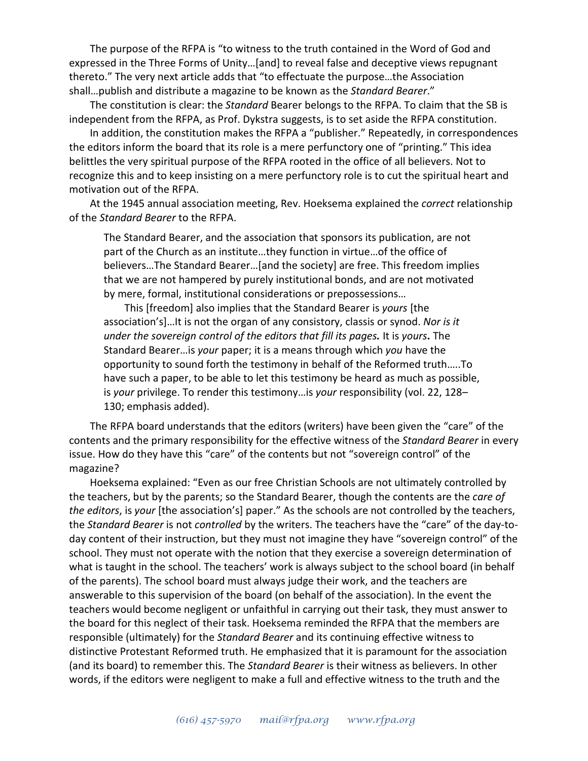The purpose of the RFPA is “to witness to the truth contained in the Word of God and expressed in the Three Forms of Unity…[and] to reveal false and deceptive views repugnant thereto.” The very next article adds that “to effectuate the purpose…the Association shall…publish and distribute a magazine to be known as the *Standard Bearer*.”

The constitution is clear: the *Standard* Bearer belongs to the RFPA. To claim that the SB is independent from the RFPA, as Prof. Dykstra suggests, is to set aside the RFPA constitution.

In addition, the constitution makes the RFPA a “publisher.” Repeatedly, in correspondences the editors inform the board that its role is a mere perfunctory one of “printing.” This idea belittles the very spiritual purpose of the RFPA rooted in the office of all believers. Not to recognize this and to keep insisting on a mere perfunctory role is to cut the spiritual heart and motivation out of the RFPA.

At the 1945 annual association meeting, Rev. Hoeksema explained the *correct* relationship of the *Standard Bearer* to the RFPA.

> The Standard Bearer, and the association that sponsors its publication, are not part of the Church as an institute…they function in virtue…of the office of believers…The Standard Bearer…[and the society] are free. This freedom implies that we are not hampered by purely institutional bonds, and are not motivated by mere, formal, institutional considerations or prepossessions…
>
> This [freedom] also implies that the Standard Bearer is *yours* [the association's]…It is not the organ of any consistory, classis or synod. *Nor is it under the sovereign control of the editors that fill its pages.* It is *yours*. The Standard Bearer…is *your* paper; it is a means through which *you* have the opportunity to sound forth the testimony in behalf of the Reformed truth…..To have such a paper, to be able to let this testimony be heard as much as possible, is *your* privilege. To render this testimony…is *your* responsibility (vol. 22, 128–130; emphasis added).

The RFPA board understands that the editors (writers) have been given the “care” of the contents and the primary responsibility for the effective witness of the *Standard Bearer* in every issue. How do they have this “care” of the contents but not “sovereign control” of the magazine?

Hoeksema explained: “Even as our free Christian Schools are not ultimately controlled by the teachers, but by the parents; so the Standard Bearer, though the contents are the *care of the editors*, is *your* [the association's] paper.” As the schools are not controlled by the teachers, the *Standard Bearer* is not *controlled* by the writers. The teachers have the “care” of the day-to-day content of their instruction, but they must not imagine they have “sovereign control” of the school. They must not operate with the notion that they exercise a sovereign determination of what is taught in the school. The teachers' work is always subject to the school board (in behalf of the parents). The school board must always judge their work, and the teachers are answerable to this supervision of the board (on behalf of the association). In the event the teachers would become negligent or unfaithful in carrying out their task, they must answer to the board for this neglect of their task. Hoeksema reminded the RFPA that the members are responsible (ultimately) for the *Standard Bearer* and its continuing effective witness to distinctive Protestant Reformed truth. He emphasized that it is paramount for the association (and its board) to remember this. The *Standard Bearer* is their witness as believers. In other words, if the editors were negligent to make a full and effective witness to the truth and the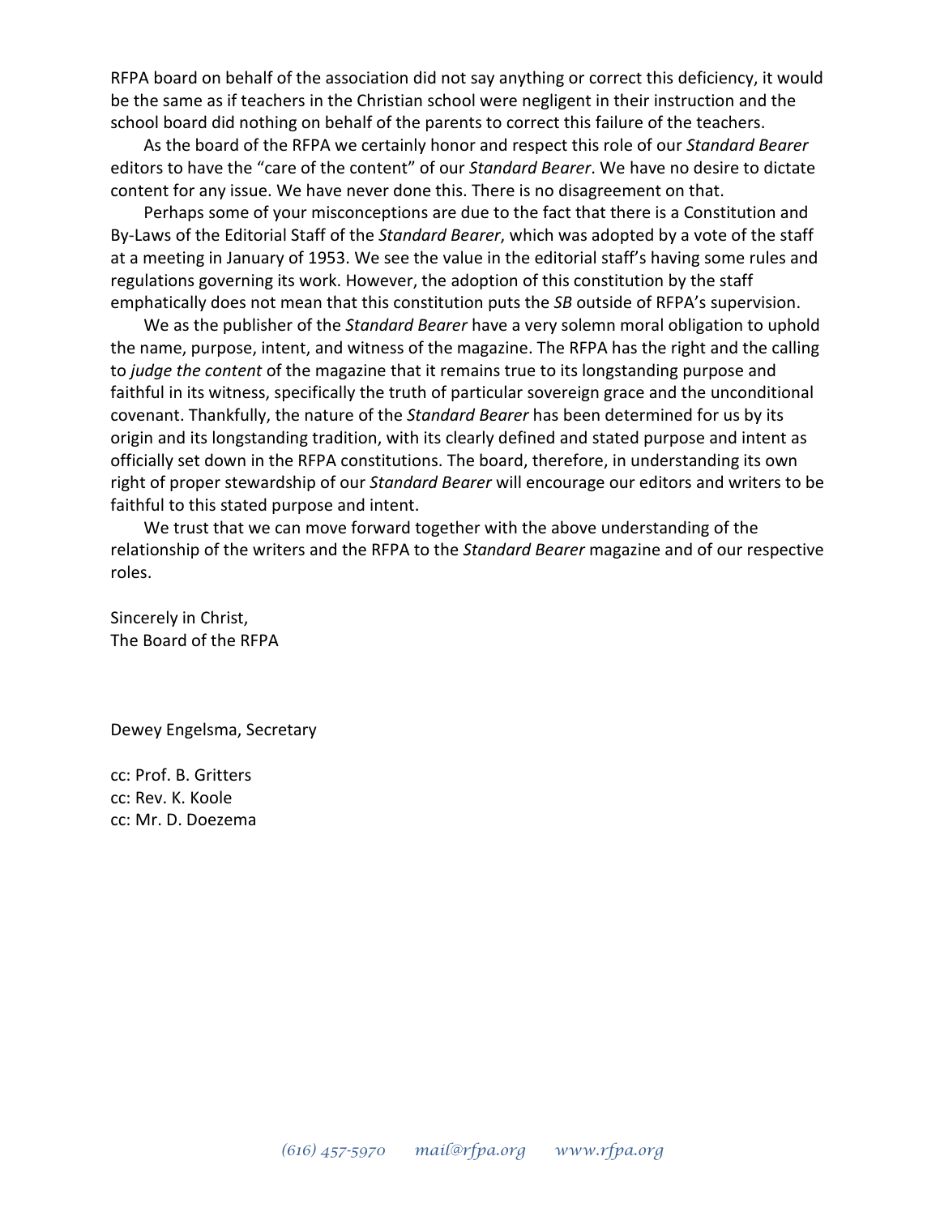RFPA board on behalf of the association did not say anything or correct this deficiency, it would be the same as if teachers in the Christian school were negligent in their instruction and the school board did nothing on behalf of the parents to correct this failure of the teachers.

As the board of the RFPA we certainly honor and respect this role of our *Standard Bearer* editors to have the "care of the content" of our *Standard Bearer*. We have no desire to dictate content for any issue. We have never done this. There is no disagreement on that.

Perhaps some of your misconceptions are due to the fact that there is a Constitution and By-Laws of the Editorial Staff of the *Standard Bearer*, which was adopted by a vote of the staff at a meeting in January of 1953. We see the value in the editorial staff's having some rules and regulations governing its work. However, the adoption of this constitution by the staff emphatically does not mean that this constitution puts the *SB* outside of RFPA's supervision.

We as the publisher of the *Standard Bearer* have a very solemn moral obligation to uphold the name, purpose, intent, and witness of the magazine. The RFPA has the right and the calling to *judge the content* of the magazine that it remains true to its longstanding purpose and faithful in its witness, specifically the truth of particular sovereign grace and the unconditional covenant. Thankfully, the nature of the *Standard Bearer* has been determined for us by its origin and its longstanding tradition, with its clearly defined and stated purpose and intent as officially set down in the RFPA constitutions. The board, therefore, in understanding its own right of proper stewardship of our *Standard Bearer* will encourage our editors and writers to be faithful to this stated purpose and intent.

We trust that we can move forward together with the above understanding of the relationship of the writers and the RFPA to the *Standard Bearer* magazine and of our respective roles.

Sincerely in Christ,
The Board of the RFPA

Dewey Engelsma, Secretary

cc: Prof. B. Gritters
cc: Rev. K. Koole
cc: Mr. D. Doezema